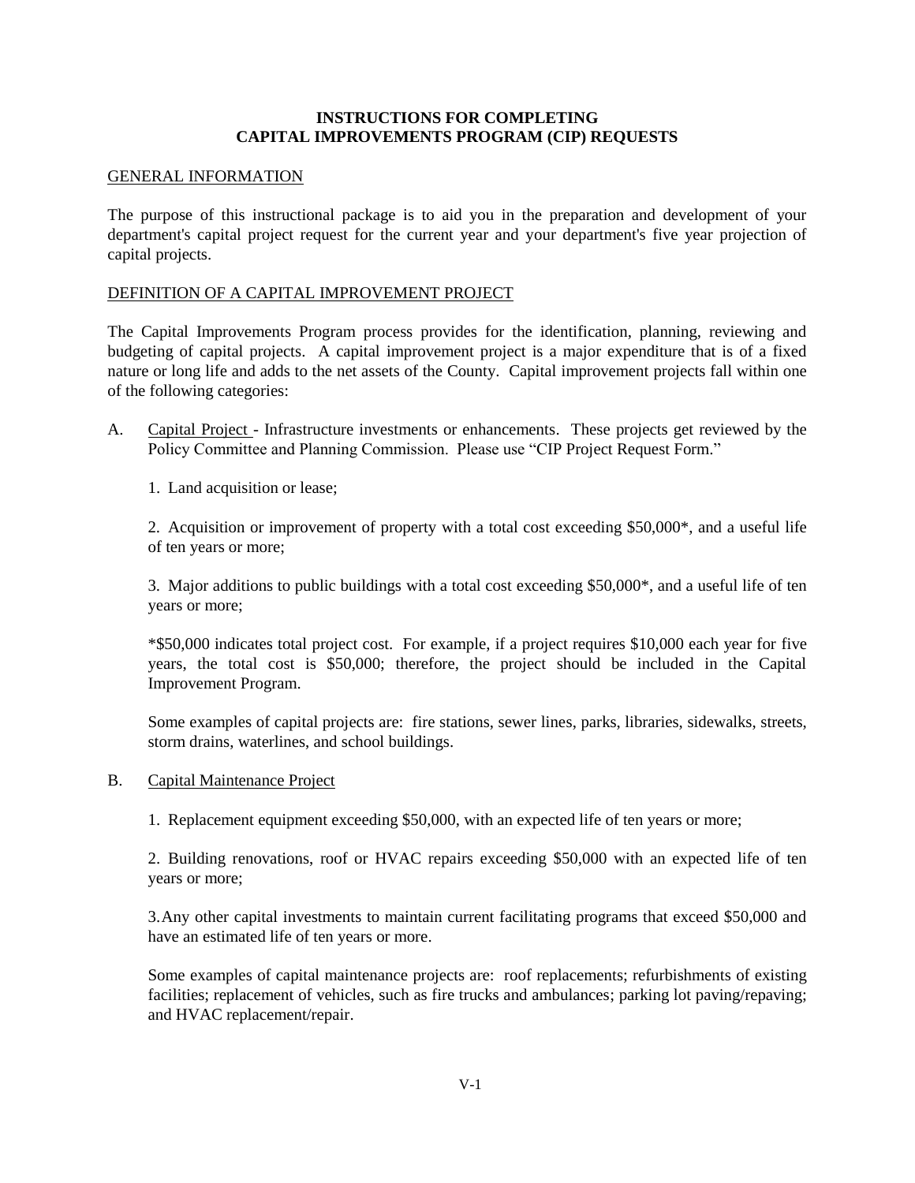# INSTRUCTIONS FOR COMPLETING CAPITAL IMPROVEMENTS PROGRAM (CIP) REQUESTS

## GENERAL INFORMATION

The purpose of this instructional package is to aid you in the preparation and development of your department's capital project request for the current year and your department's five year projection of capital projects.

## DEFINITION OF A CAPITAL IMPROVEMENT PROJECT

The Capital Improvements Program process provides for the identification, planning, reviewing and budgeting of capital projects. A capital improvement project is a major expenditure that is of a fixed nature or long life and adds to the net assets of the County. Capital improvement projects fall within one of the following categories:

A. Capital Project - Infrastructure investments or enhancements. These projects get reviewed by the Policy Committee and Planning Commission. Please use "CIP Project Request Form."

   1. Land acquisition or lease;

   2. Acquisition or improvement of property with a total cost exceeding $50,000*, and a useful life of ten years or more;

   3. Major additions to public buildings with a total cost exceeding $50,000*, and a useful life of ten years or more;

   *$50,000 indicates total project cost. For example, if a project requires $10,000 each year for five years, the total cost is $50,000; therefore, the project should be included in the Capital Improvement Program.

   Some examples of capital projects are: fire stations, sewer lines, parks, libraries, sidewalks, streets, storm drains, waterlines, and school buildings.

B. Capital Maintenance Project

   1. Replacement equipment exceeding $50,000, with an expected life of ten years or more;

   2. Building renovations, roof or HVAC repairs exceeding $50,000 with an expected life of ten years or more;

   3. Any other capital investments to maintain current facilitating programs that exceed $50,000 and have an estimated life of ten years or more.

   Some examples of capital maintenance projects are: roof replacements; refurbishments of existing facilities; replacement of vehicles, such as fire trucks and ambulances; parking lot paving/repaving; and HVAC replacement/repair.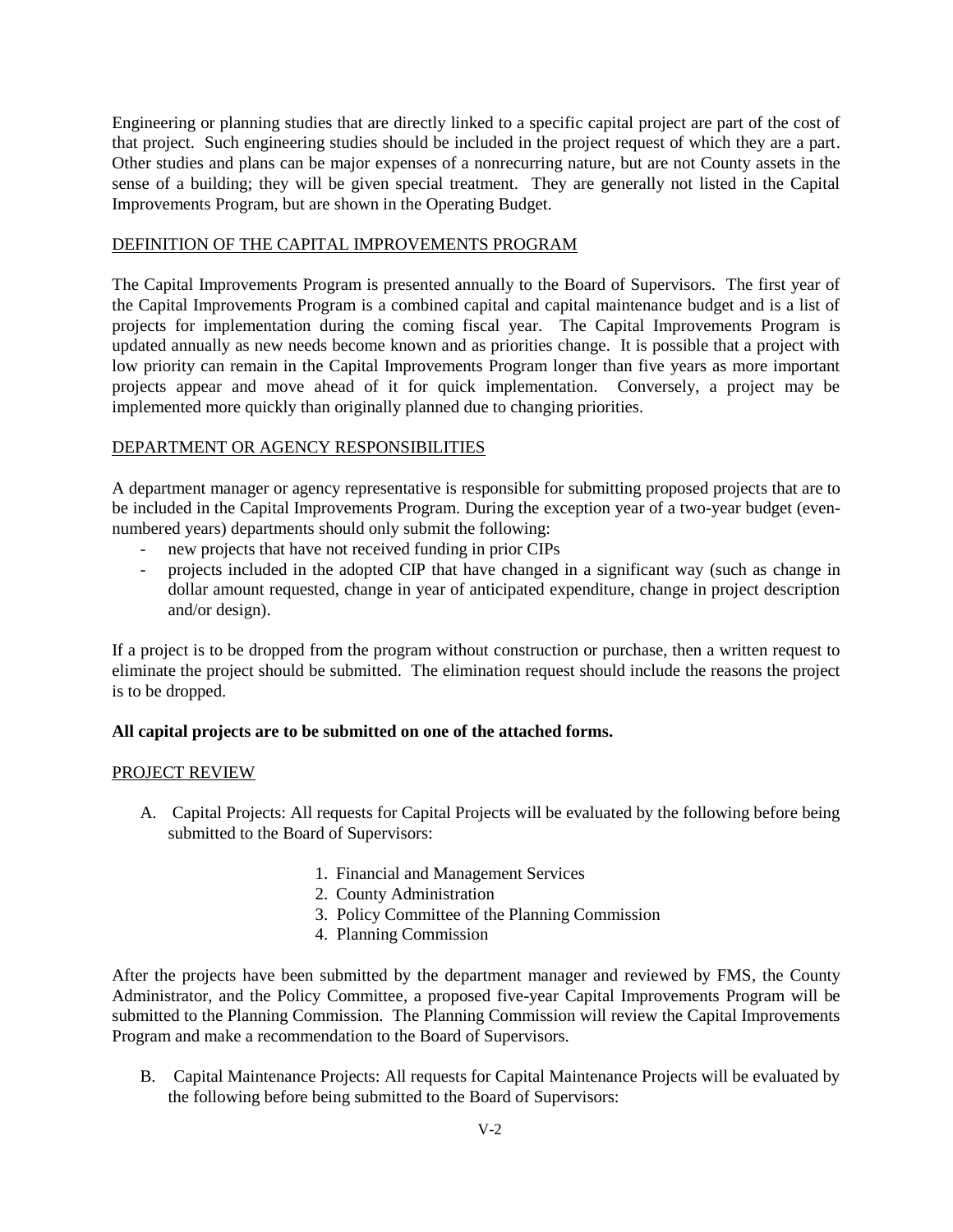Engineering or planning studies that are directly linked to a specific capital project are part of the cost of that project. Such engineering studies should be included in the project request of which they are a part. Other studies and plans can be major expenses of a nonrecurring nature, but are not County assets in the sense of a building; they will be given special treatment. They are generally not listed in the Capital Improvements Program, but are shown in the Operating Budget.

## DEFINITION OF THE CAPITAL IMPROVEMENTS PROGRAM

The Capital Improvements Program is presented annually to the Board of Supervisors. The first year of the Capital Improvements Program is a combined capital and capital maintenance budget and is a list of projects for implementation during the coming fiscal year. The Capital Improvements Program is updated annually as new needs become known and as priorities change. It is possible that a project with low priority can remain in the Capital Improvements Program longer than five years as more important projects appear and move ahead of it for quick implementation. Conversely, a project may be implemented more quickly than originally planned due to changing priorities.

## DEPARTMENT OR AGENCY RESPONSIBILITIES

A department manager or agency representative is responsible for submitting proposed projects that are to be included in the Capital Improvements Program. During the exception year of a two-year budget (even-numbered years) departments should only submit the following:

- new projects that have not received funding in prior CIPs
- projects included in the adopted CIP that have changed in a significant way (such as change in dollar amount requested, change in year of anticipated expenditure, change in project description and/or design).

If a project is to be dropped from the program without construction or purchase, then a written request to eliminate the project should be submitted. The elimination request should include the reasons the project is to be dropped.

**All capital projects are to be submitted on one of the attached forms.**

## PROJECT REVIEW

A. Capital Projects: All requests for Capital Projects will be evaluated by the following before being submitted to the Board of Supervisors:

1. Financial and Management Services
2. County Administration
3. Policy Committee of the Planning Commission
4. Planning Commission

After the projects have been submitted by the department manager and reviewed by FMS, the County Administrator, and the Policy Committee, a proposed five-year Capital Improvements Program will be submitted to the Planning Commission. The Planning Commission will review the Capital Improvements Program and make a recommendation to the Board of Supervisors.

B. Capital Maintenance Projects: All requests for Capital Maintenance Projects will be evaluated by the following before being submitted to the Board of Supervisors: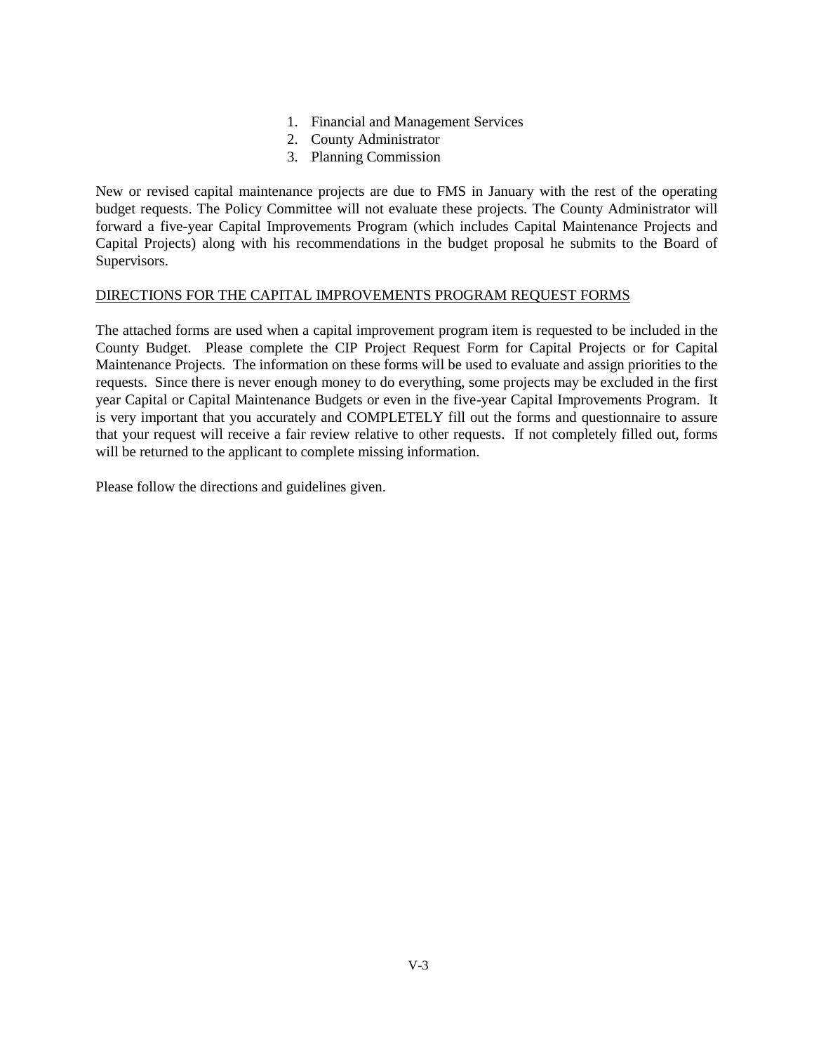1. Financial and Management Services
2. County Administrator
3. Planning Commission

New or revised capital maintenance projects are due to FMS in January with the rest of the operating budget requests. The Policy Committee will not evaluate these projects. The County Administrator will forward a five-year Capital Improvements Program (which includes Capital Maintenance Projects and Capital Projects) along with his recommendations in the budget proposal he submits to the Board of Supervisors.

<u>DIRECTIONS FOR THE CAPITAL IMPROVEMENTS PROGRAM REQUEST FORMS</u>

The attached forms are used when a capital improvement program item is requested to be included in the County Budget. Please complete the CIP Project Request Form for Capital Projects or for Capital Maintenance Projects. The information on these forms will be used to evaluate and assign priorities to the requests. Since there is never enough money to do everything, some projects may be excluded in the first year Capital or Capital Maintenance Budgets or even in the five-year Capital Improvements Program. It is very important that you accurately and COMPLETELY fill out the forms and questionnaire to assure that your request will receive a fair review relative to other requests. If not completely filled out, forms will be returned to the applicant to complete missing information.

Please follow the directions and guidelines given.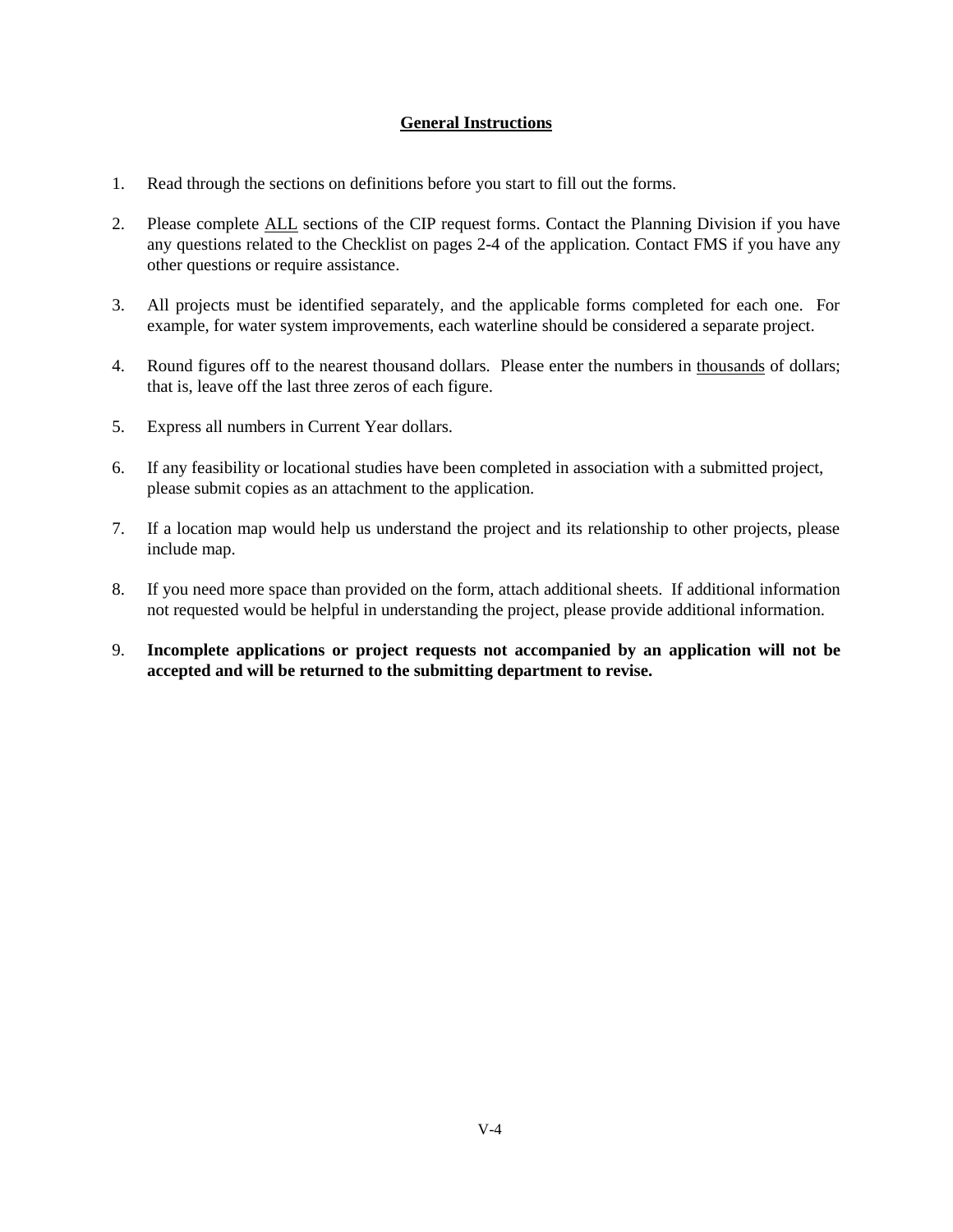## General Instructions

1. Read through the sections on definitions before you start to fill out the forms.
2. Please complete <u>ALL</u> sections of the CIP request forms. Contact the Planning Division if you have any questions related to the Checklist on pages 2-4 of the application. Contact FMS if you have any other questions or require assistance.
3. All projects must be identified separately, and the applicable forms completed for each one. For example, for water system improvements, each waterline should be considered a separate project.
4. Round figures off to the nearest thousand dollars. Please enter the numbers in <u>thousands</u> of dollars; that is, leave off the last three zeros of each figure.
5. Express all numbers in Current Year dollars.
6. If any feasibility or locational studies have been completed in association with a submitted project, please submit copies as an attachment to the application.
7. If a location map would help us understand the project and its relationship to other projects, please include map.
8. If you need more space than provided on the form, attach additional sheets. If additional information not requested would be helpful in understanding the project, please provide additional information.
9. **Incomplete applications or project requests not accompanied by an application will not be accepted and will be returned to the submitting department to revise.**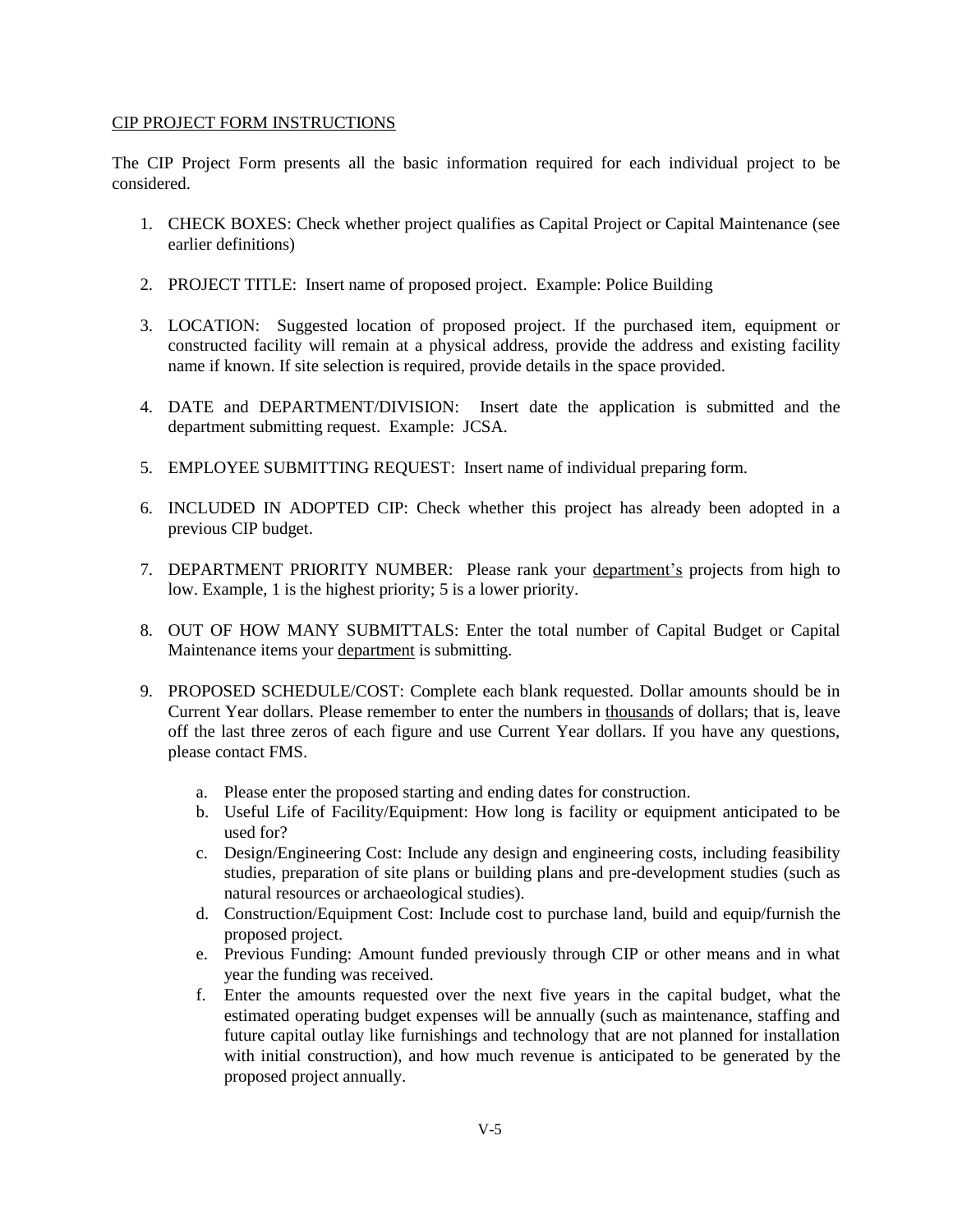CIP PROJECT FORM INSTRUCTIONS

The CIP Project Form presents all the basic information required for each individual project to be considered.

1. CHECK BOXES: Check whether project qualifies as Capital Project or Capital Maintenance (see earlier definitions)

2. PROJECT TITLE: Insert name of proposed project. Example: Police Building

3. LOCATION: Suggested location of proposed project. If the purchased item, equipment or constructed facility will remain at a physical address, provide the address and existing facility name if known. If site selection is required, provide details in the space provided.

4. DATE and DEPARTMENT/DIVISION: Insert date the application is submitted and the department submitting request. Example: JCSA.

5. EMPLOYEE SUBMITTING REQUEST: Insert name of individual preparing form.

6. INCLUDED IN ADOPTED CIP: Check whether this project has already been adopted in a previous CIP budget.

7. DEPARTMENT PRIORITY NUMBER: Please rank your department's projects from high to low. Example, 1 is the highest priority; 5 is a lower priority.

8. OUT OF HOW MANY SUBMITTALS: Enter the total number of Capital Budget or Capital Maintenance items your department is submitting.

9. PROPOSED SCHEDULE/COST: Complete each blank requested. Dollar amounts should be in Current Year dollars. Please remember to enter the numbers in thousands of dollars; that is, leave off the last three zeros of each figure and use Current Year dollars. If you have any questions, please contact FMS.

   a. Please enter the proposed starting and ending dates for construction.
   b. Useful Life of Facility/Equipment: How long is facility or equipment anticipated to be used for?
   c. Design/Engineering Cost: Include any design and engineering costs, including feasibility studies, preparation of site plans or building plans and pre-development studies (such as natural resources or archaeological studies).
   d. Construction/Equipment Cost: Include cost to purchase land, build and equip/furnish the proposed project.
   e. Previous Funding: Amount funded previously through CIP or other means and in what year the funding was received.
   f. Enter the amounts requested over the next five years in the capital budget, what the estimated operating budget expenses will be annually (such as maintenance, staffing and future capital outlay like furnishings and technology that are not planned for installation with initial construction), and how much revenue is anticipated to be generated by the proposed project annually.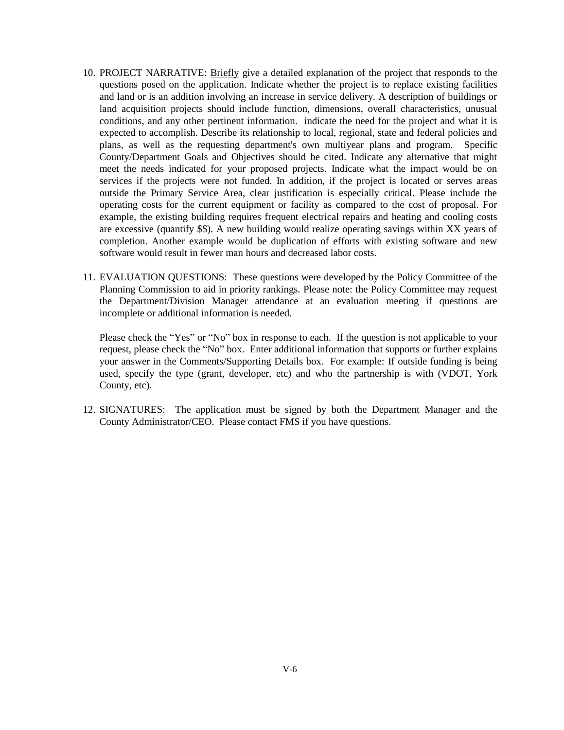10. PROJECT NARRATIVE: <u>Briefly</u> give a detailed explanation of the project that responds to the questions posed on the application. Indicate whether the project is to replace existing facilities and land or is an addition involving an increase in service delivery. A description of buildings or land acquisition projects should include function, dimensions, overall characteristics, unusual conditions, and any other pertinent information. indicate the need for the project and what it is expected to accomplish. Describe its relationship to local, regional, state and federal policies and plans, as well as the requesting department's own multiyear plans and program. Specific County/Department Goals and Objectives should be cited. Indicate any alternative that might meet the needs indicated for your proposed projects. Indicate what the impact would be on services if the projects were not funded. In addition, if the project is located or serves areas outside the Primary Service Area, clear justification is especially critical. Please include the operating costs for the current equipment or facility as compared to the cost of proposal. For example, the existing building requires frequent electrical repairs and heating and cooling costs are excessive (quantify $$). A new building would realize operating savings within XX years of completion. Another example would be duplication of efforts with existing software and new software would result in fewer man hours and decreased labor costs.

11. EVALUATION QUESTIONS: These questions were developed by the Policy Committee of the Planning Commission to aid in priority rankings. Please note: the Policy Committee may request the Department/Division Manager attendance at an evaluation meeting if questions are incomplete or additional information is needed.

    Please check the "Yes" or "No" box in response to each. If the question is not applicable to your request, please check the "No" box. Enter additional information that supports or further explains your answer in the Comments/Supporting Details box. For example: If outside funding is being used, specify the type (grant, developer, etc) and who the partnership is with (VDOT, York County, etc).

12. SIGNATURES: The application must be signed by both the Department Manager and the County Administrator/CEO. Please contact FMS if you have questions.